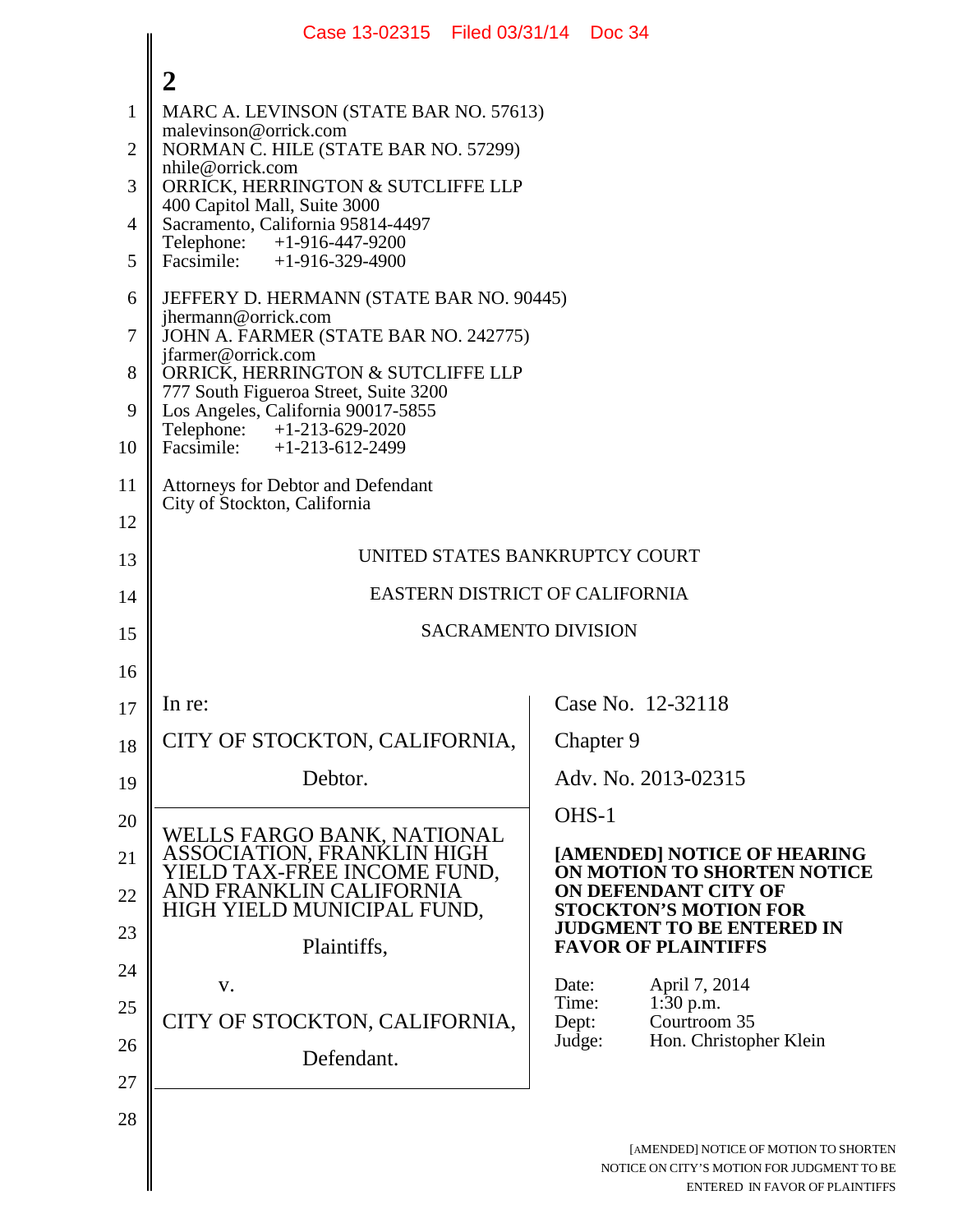MARC A. LEVINSON (STATE BAR NO. 57613)
malevinson@orrick.com
NORMAN C. HILE (STATE BAR NO. 57299)
nhile@orrick.com
ORRICK, HERRINGTON & SUTCLIFFE LLP
400 Capitol Mall, Suite 3000
Sacramento, California 95814-4497
Telephone: +1-916-447-9200
Facsimile: +1-916-329-4900

JEFFERY D. HERMANN (STATE BAR NO. 90445)
jhermann@orrick.com
JOHN A. FARMER (STATE BAR NO. 242775)
jfarmer@orrick.com
ORRICK, HERRINGTON & SUTCLIFFE LLP
777 South Figueroa Street, Suite 3200
Los Angeles, California 90017-5855
Telephone: +1-213-629-2020
Facsimile: +1-213-612-2499

Attorneys for Debtor and Defendant
City of Stockton, California

UNITED STATES BANKRUPTCY COURT

EASTERN DISTRICT OF CALIFORNIA

SACRAMENTO DIVISION

| | |
|---|---|
| In re:<br><br>CITY OF STOCKTON, CALIFORNIA,<br><br>Debtor. | Case No. 12-32118<br><br>Chapter 9<br><br>Adv. No. 2013-02315 |
| WELLS FARGO BANK, NATIONAL ASSOCIATION, FRANKLIN HIGH YIELD TAX-FREE INCOME FUND, AND FRANKLIN CALIFORNIA HIGH YIELD MUNICIPAL FUND,<br><br>Plaintiffs,<br><br>v.<br><br>CITY OF STOCKTON, CALIFORNIA,<br><br>Defendant. | OHS-1<br><br>**[AMENDED] NOTICE OF HEARING ON MOTION TO SHORTEN NOTICE ON DEFENDANT CITY OF STOCKTON'S MOTION FOR JUDGMENT TO BE ENTERED IN FAVOR OF PLAINTIFFS**<br><br>Date: April 7, 2014<br>Time: 1:30 p.m.<br>Dept: Courtroom 35<br>Judge: Hon. Christopher Klein |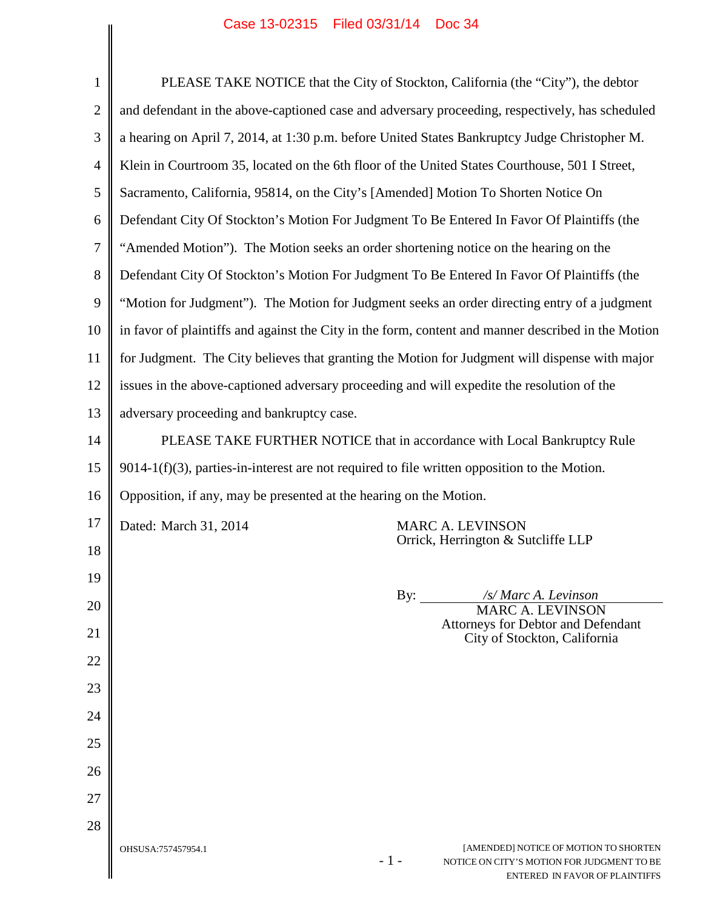PLEASE TAKE NOTICE that the City of Stockton, California (the "City"), the debtor and defendant in the above-captioned case and adversary proceeding, respectively, has scheduled a hearing on April 7, 2014, at 1:30 p.m. before United States Bankruptcy Judge Christopher M. Klein in Courtroom 35, located on the 6th floor of the United States Courthouse, 501 I Street, Sacramento, California, 95814, on the City's [Amended] Motion To Shorten Notice On Defendant City Of Stockton's Motion For Judgment To Be Entered In Favor Of Plaintiffs (the "Amended Motion"). The Motion seeks an order shortening notice on the hearing on the Defendant City Of Stockton's Motion For Judgment To Be Entered In Favor Of Plaintiffs (the "Motion for Judgment"). The Motion for Judgment seeks an order directing entry of a judgment in favor of plaintiffs and against the City in the form, content and manner described in the Motion for Judgment. The City believes that granting the Motion for Judgment will dispense with major issues in the above-captioned adversary proceeding and will expedite the resolution of the adversary proceeding and bankruptcy case.

PLEASE TAKE FURTHER NOTICE that in accordance with Local Bankruptcy Rule 9014-1(f)(3), parties-in-interest are not required to file written opposition to the Motion. Opposition, if any, may be presented at the hearing on the Motion.

Dated: March 31, 2014

MARC A. LEVINSON
Orrick, Herrington & Sutcliffe LLP

By: */s/ Marc A. Levinson*
MARC A. LEVINSON
Attorneys for Debtor and Defendant
City of Stockton, California